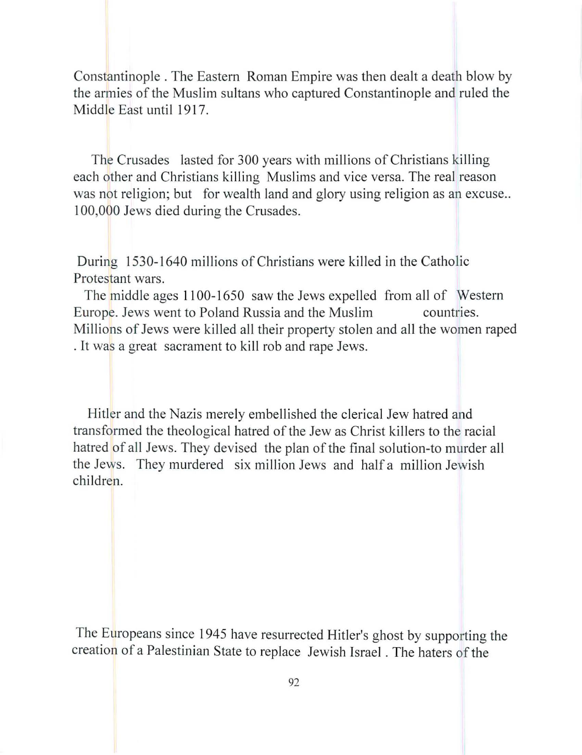Constantinople . The Eastern Roman Empire was then dealt a death blow by the armies of the Muslim sultans who captured Constantinople and ruled the Middle East until 1917.

The Crusades lasted for 300 years with millions of Christians killing each other and Christians killing Muslims and vice versa. The real reason was not religion; but for wealth land and glory using religion as an excuse.. 100,000 Jews died during the Crusades.

During 1530-1640 millions of Christians were killed in the Catholic Protestant wars.

The middle ages 1100-1650 saw the Jews expelled from all of Western Europe. Jews went to Poland Russia and the Muslim countries. Millions of Jews were killed all their property stolen and all the women raped . It was a great sacrament to kill rob and rape Jews.

Hitler and the Nazis merely embellished the clerical Jew hatred and transformed the theological hatred of the Jew as Christ killers to the racial hatred of all Jews. They devised the plan of the final solution-to murder all the Jews. They murdered six million Jews and half a million Jewish children.

The Europeans since 1945 have resurrected Hitler's ghost by supporting the creation of a Palestinian State to replace Jewish Israel . The haters of the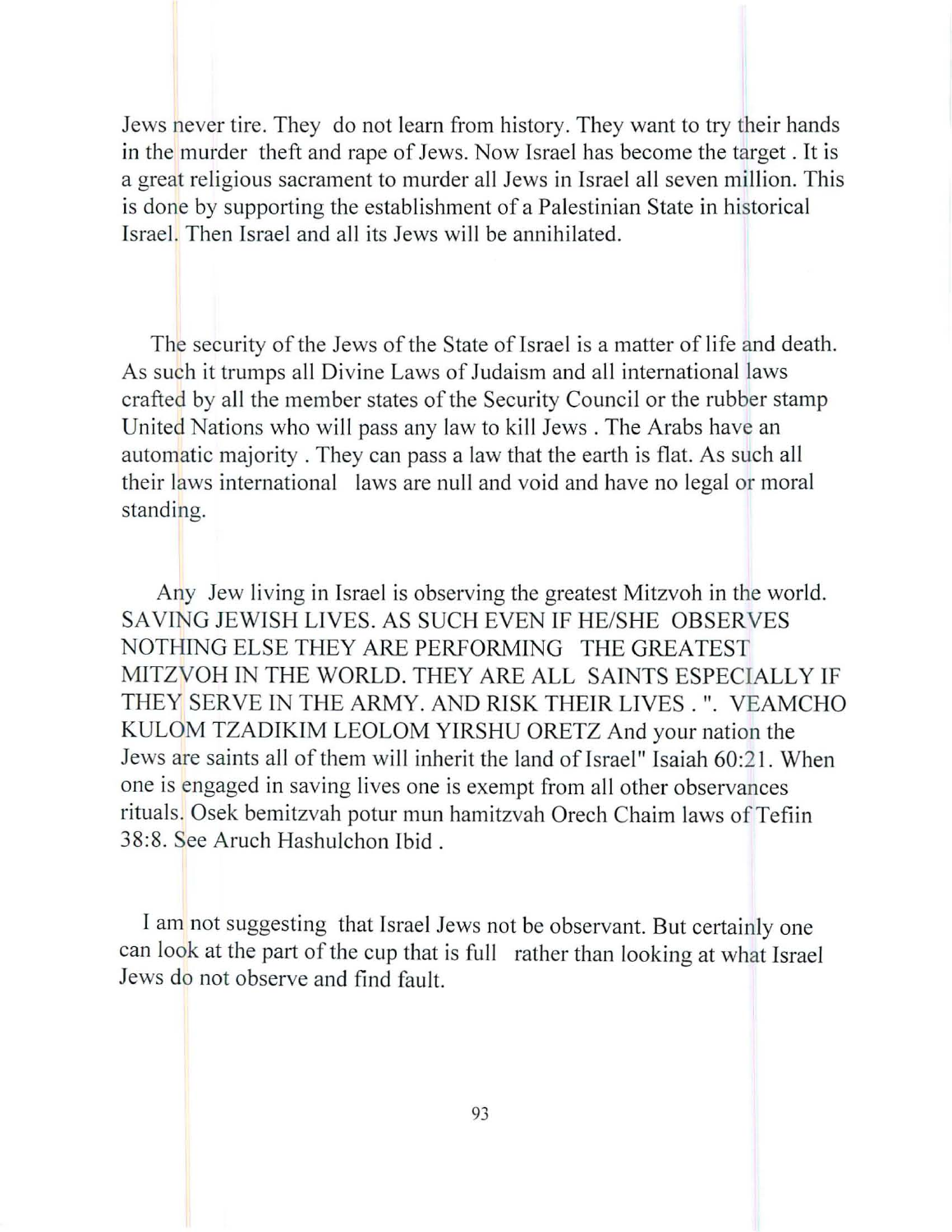Jews never tire. They do not learn from history. They want to try their hands in the murder theft and rape of Jews. Now Israel has become the target . It is a great religious sacrament to murder all Jews in Israel all seven million. This is done by supporting the establishment of a Palestinian State in historical Israel. Then Israel and all its Jews will be annihilated.

The security of the Jews of the State of Israel is a matter of life and death. As such it trumps all Divine Laws of Judaism and all international laws crafted by all the member states of the Security Council or the rubber stamp United Nations who will pass any law to kill Jews . The Arabs have an automatic majority . They can pass a law that the earth is flat. As such all their laws international laws are null and void and have no legal or moral standing.

Any Jew living in Israel is observing the greatest Mitzvoh in the world. SAVING JEWISH LIVES. AS SUCH EVEN IF HE/SHE OBSERVES NOTHING ELSE THEY ARE PERFORMING THE GREATEST MITZVOH IN THE WORLD. THEY ARE ALL SAINTS ESPECIALLY IF THEY SERVE IN THE ARMY. AND RISK THEIR LIVES . ". VEAMCHO KULOM TZADIKIM LEOLOM YIRSHU ORETZ And your nation the Jews are saints all of them will inherit the land of Israel" Isaiah 60:21. When one is engaged in saving lives one is exempt from all other observances rituals. Osek bemitzvah potur mun hamitzvah Orech Chaim laws of Tefiin 38:8. See Aruch Hashulchon Ibid .

I am not suggesting that Israel Jews not be observant. But certainly one can look at the part of the cup that is full rather than looking at what Israel Jews do not observe and find fault.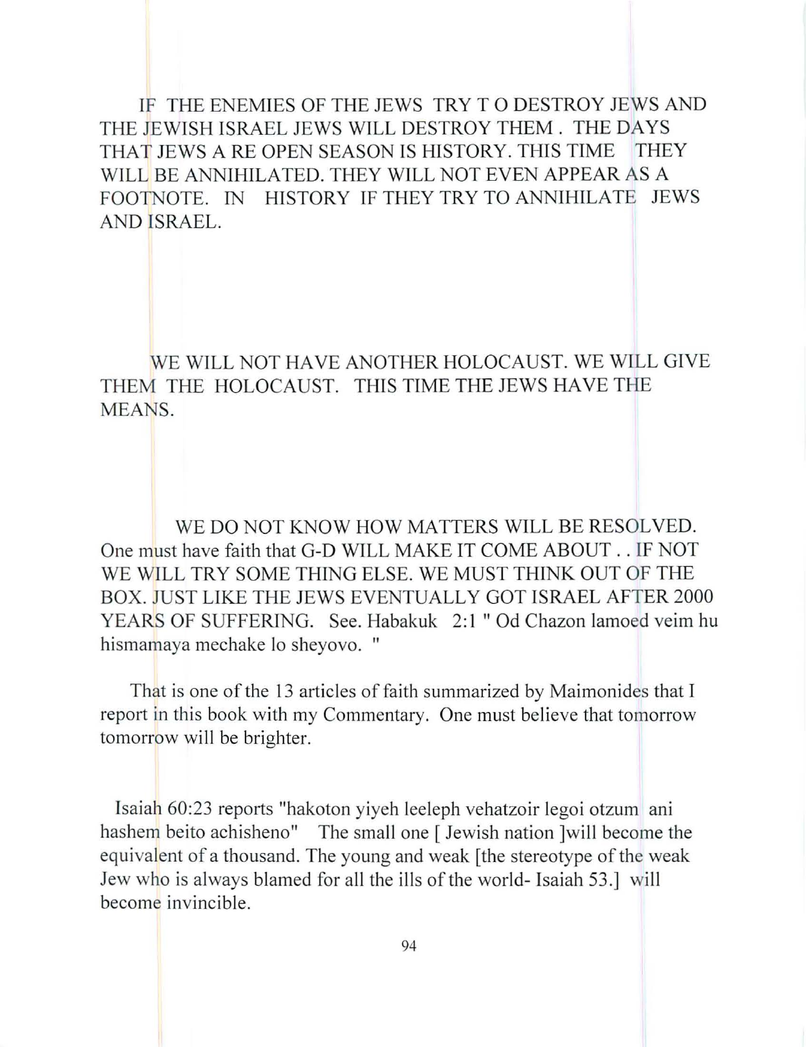IF THE ENEMIES OF THE JEWS TRY T O DESTROY JEWS AND THE JEWISH ISRAEL JEWS WILL DESTROY THEM . THE DAYS THAT JEWS A RE OPEN SEASON IS HISTORY. THIS TIME THEY WILL BE ANNIHILATED. THEY WILL NOT EVEN APPEAR AS A FOOTNOTE. IN HISTORY IF THEY TRY TO ANNIHILATE JEWS AND ISRAEL.

WE WILL NOT HAVE ANOTHER HOLOCAUST. WE WILL GIVE THEM THE HOLOCAUST. THIS TIME THE JEWS HAVE THE MEANS.

WE DO NOT KNOW HOW MATTERS WILL BE RESOLVED. One must have faith that G-D WILL MAKE IT COME ABOUT . . IF NOT WE WILL TRY SOME THING ELSE. WE MUST THINK OUT OF THE BOX. JUST LIKE THE JEWS EVENTUALLY GOT ISRAEL AFTER 2000 YEARS OF SUFFERING. See. Habakuk 2:1 " Od Chazon lamoed veim hu hismamaya mechake lo sheyovo. "

That is one of the 13 articles of faith summarized by Maimonides that I report in this book with my Commentary. One must believe that tomorrow tomorrow will be brighter.

Isaiah 60:23 reports "hakoton yiyeh leeleph vehatzoir legoi otzum ani hashem beito achisheno" The small one [ Jewish nation ]will become the equivalent of a thousand. The young and weak [the stereotype of the weak Jew who is always blamed for all the ills of the world- Isaiah 53.] will become invincible.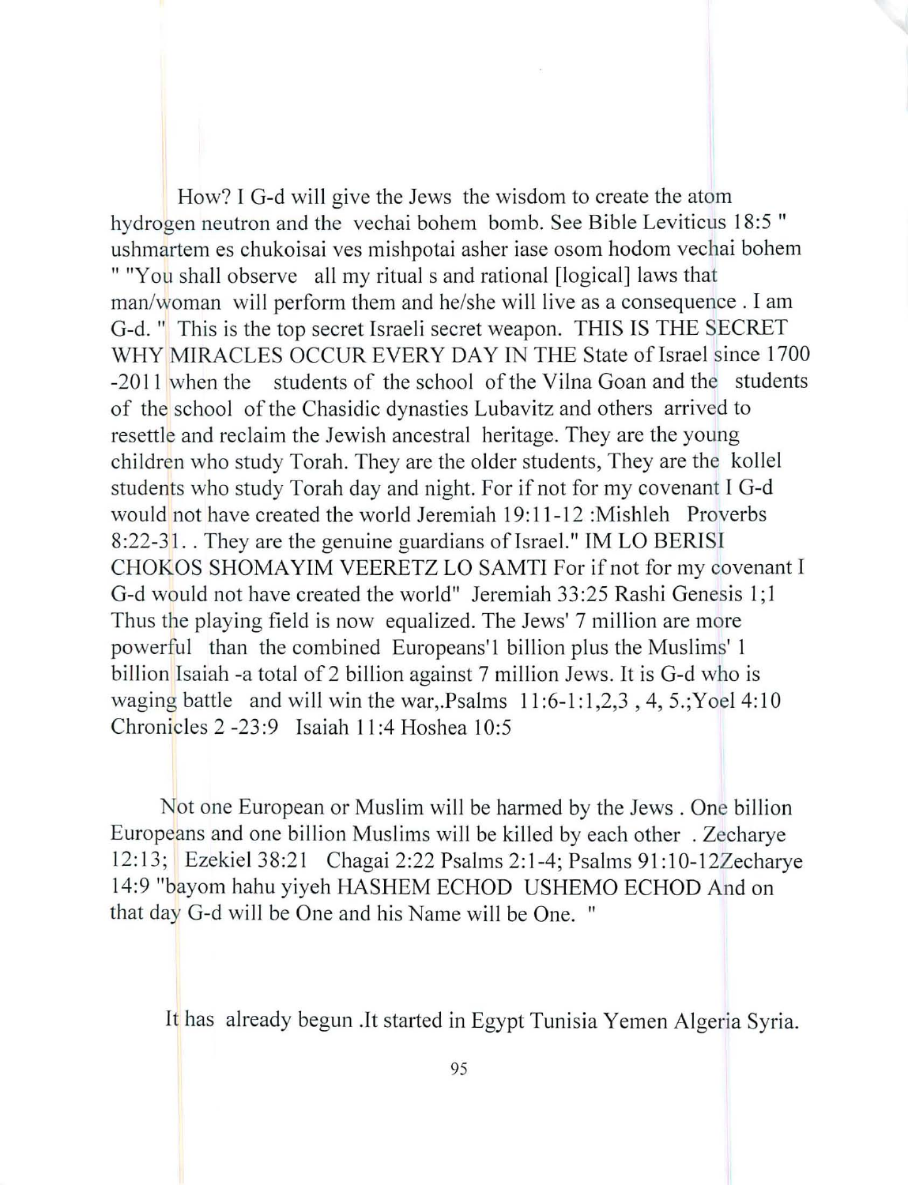How? I G-d will give the Jews the wisdom to create the atom hydrogen neutron and the vechai bohem bomb. See Bible Leviticus 18:5 " ushmartem es chukoisai ves mishpotai asher iase osom hodom vechai bohem " "You shall observe all my ritual s and rational [logical] laws that man/woman will perform them and he/she will live as a consequence . I am G-d. " This is the top secret Israeli secret weapon. THIS IS THE SECRET WHY MIRACLES OCCUR EVERY DAY IN THE State of Israel since 1700 -2011 when the students of the school of the Vilna Goan and the students of the school of the Chasidic dynasties Lubavitz and others arrived to resettle and reclaim the Jewish ancestral heritage. They are the young children who study Torah. They are the older students, They are the kollel students who study Torah day and night. For if not for my covenant I G-d would not have created the world Jeremiah 19:11-12 :Mishleh Proverbs 8:22-31. . They are the genuine guardians of Israel." IM LO BERISI CHOKOS SHOMAYIM VEERETZ LO SAMTI For if not for my covenant I G-d would not have created the world" Jeremiah 33:25 Rashi Genesis 1;1 Thus the playing field is now equalized. The Jews' 7 million are more powerful than the combined Europeans'1 billion plus the Muslims' 1 billion Isaiah -a total of 2 billion against 7 million Jews. It is G-d who is waging battle and will win the war,.Psalms 11:6-1:1,2,3 , 4, 5.;Yoel 4:10 Chronicles 2 -23:9 Isaiah 11:4 Hoshea 10:5

Not one European or Muslim will be harmed by the Jews . One billion Europeans and one billion Muslims will be killed by each other . Zecharye 12:13; Ezekiel 38:21 Chagai 2:22 Psalms 2:1-4; Psalms 91:10-12Zecharye 14:9 "bayom hahu yiyeh HASHEM ECHOD USHEMO ECHOD And on that day G-d will be One and his Name will be One. "

It has already begun .It started in Egypt Tunisia Yemen Algeria Syria.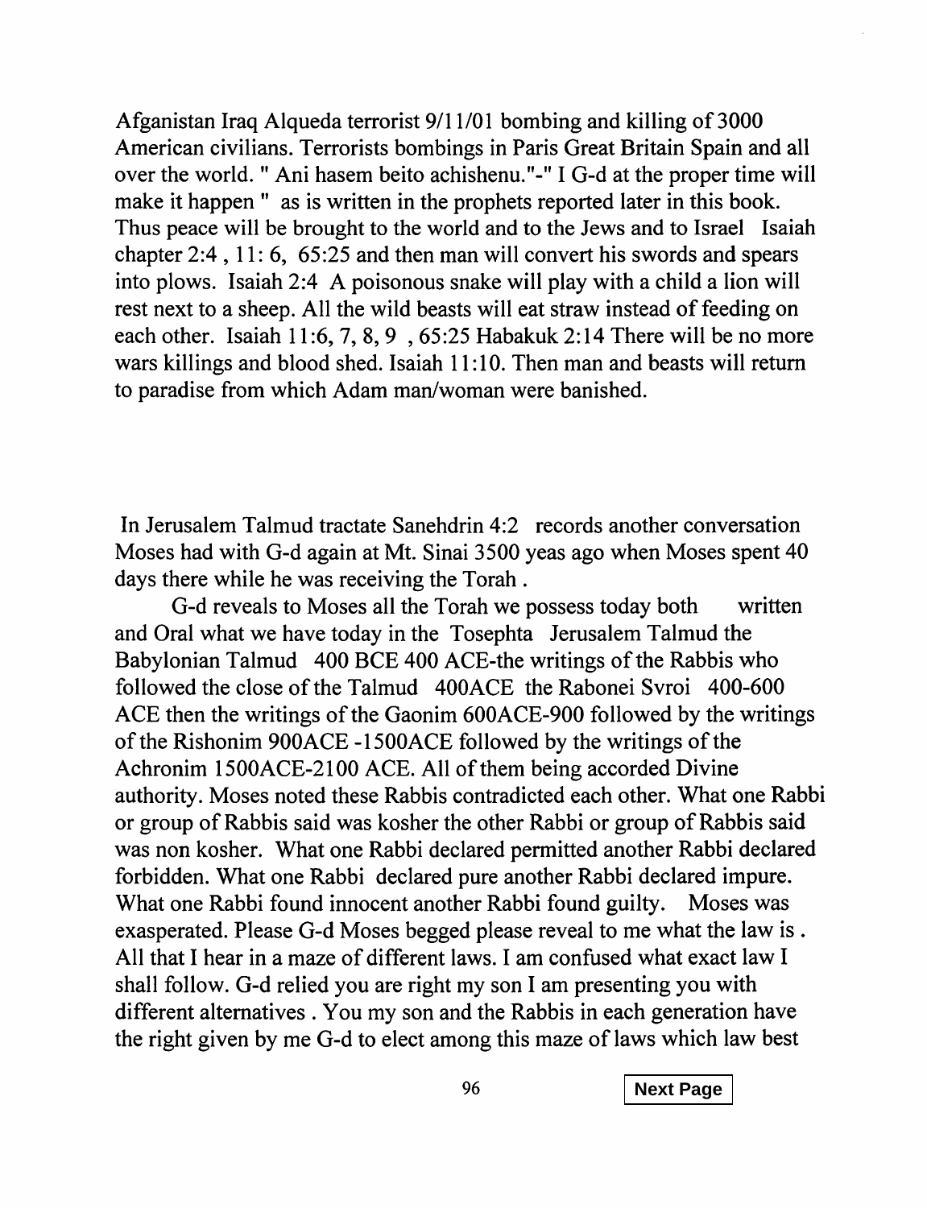Afganistan Iraq Alqueda terrorist 9/11/01 bombing and killing of 3000 American civilians. Terrorists bombings in Paris Great Britain Spain and all over the world. " Ani hasem beito achishenu."-" I G-d at the proper time will make it happen " as is written in the prophets reported later in this book. Thus peace will be brought to the world and to the Jews and to Israel Isaiah chapter 2:4 , 11: 6, 65:25 and then man will convert his swords and spears into plows. Isaiah 2:4 A poisonous snake will play with a child a lion will rest next to a sheep. All the wild beasts will eat straw instead of feeding on each other. Isaiah 11:6, 7, 8, 9 , 65:25 Habakuk 2:14 There will be no more wars killings and blood shed. Isaiah 11:10. Then man and beasts will return to paradise from which Adam man/woman were banished.

In Jerusalem Talmud tractate Sanehdrin 4:2 records another conversation Moses had with G-d again at Mt. Sinai 3500 yeas ago when Moses spent 40 days there while he was receiving the Torah .

G-d reveals to Moses all the Torah we possess today both written and Oral what we have today in the Tosephta Jerusalem Talmud the Babylonian Talmud 400 BCE 400 ACE-the writings of the Rabbis who followed the close of the Talmud 400ACE the Rabonei Svroi 400-600 ACE then the writings of the Gaonim 600ACE-900 followed by the writings of the Rishonim 900ACE -1500ACE followed by the writings of the Achronim 1500ACE-2100 ACE. All of them being accorded Divine authority. Moses noted these Rabbis contradicted each other. What one Rabbi or group of Rabbis said was kosher the other Rabbi or group of Rabbis said was non kosher. What one Rabbi declared permitted another Rabbi declared forbidden. What one Rabbi declared pure another Rabbi declared impure. What one Rabbi found innocent another Rabbi found guilty. Moses was exasperated. Please G-d Moses begged please reveal to me what the law is . All that I hear in a maze of different laws. I am confused what exact law I shall follow. G-d relied you are right my son I am presenting you with different alternatives . You my son and the Rabbis in each generation have the right given by me G-d to elect among this maze of laws which law best